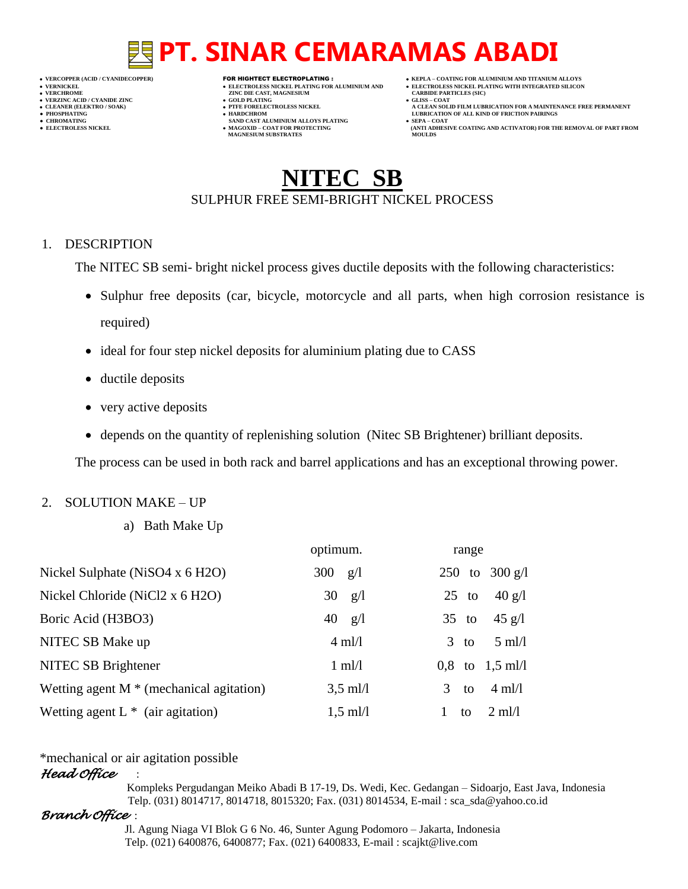# PT. SINAR CEMARAMAS ABADI

- VERCOPPER (ACID / CYANIDECOPPER)
- VERNICKEL
- VERCHROME
- VERZINC ACID / CYANIDE ZINC
- CLEANER (ELEKTRO / SOAK)
- PHOSPHATING
- CHROMATING
- ELECTROLESS NICKEL

**FOR HIGHTECT ELECTROPLATING :**

- ELECTROLESS NICKEL PLATING FOR ALUMINIUM AND ZINC DIE CAST, MAGNESIUM
- GOLD PLATING
- PTFE FORELECTROLESS NICKEL
- HARDCHROM SAND CAST ALUMINIUM ALLOYS PLATING
- MAGOXID – COAT FOR PROTECTING MAGNESIUM SUBSTRATES

- KEPLA – COATING FOR ALUMINIUM AND TITANIUM ALLOYS
- ELECTROLESS NICKEL PLATING WITH INTEGRATED SILICON CARBIDE PARTICLES (SIC)
- GLISS – COAT A CLEAN SOLID FILM LUBRICATION FOR A MAINTENANCE FREE PERMANENT LUBRICATION OF ALL KIND OF FRICTION PAIRINGS
- SEPA – COAT (ANTI ADHESIVE COATING AND ACTIVATOR) FOR THE REMOVAL OF PART FROM MOULDS

# NITEC SB

SULPHUR FREE SEMI-BRIGHT NICKEL PROCESS

## 1. DESCRIPTION

The NITEC SB semi- bright nickel process gives ductile deposits with the following characteristics:

- Sulphur free deposits (car, bicycle, motorcycle and all parts, when high corrosion resistance is required)
- ideal for four step nickel deposits for aluminium plating due to CASS
- ductile deposits
- very active deposits
- depends on the quantity of replenishing solution (Nitec SB Brightener) brilliant deposits.

The process can be used in both rack and barrel applications and has an exceptional throwing power.

## 2. SOLUTION MAKE – UP

a) Bath Make Up

| | optimum. | range |
|---|---|---|
| Nickel Sulphate ($NiSO_4 \times 6 H_2O$) | 300 g/l | 250 to 300 g/l |
| Nickel Chloride ($NiCl_2 \times 6 H_2O$) | 30 g/l | 25 to 40 g/l |
| Boric Acid ($H_3BO_3$) | 40 g/l | 35 to 45 g/l |
| NITEC SB Make up | 4 ml/l | 3 to 5 ml/l |
| NITEC SB Brightener | 1 ml/l | 0,8 to 1,5 ml/l |
| Wetting agent M * (mechanical agitation) | 3,5 ml/l | 3 to 4 ml/l |
| Wetting agent L * (air agitation) | 1,5 ml/l | 1 to 2 ml/l |

*mechanical or air agitation possible

*Head Office* :
Kompleks Pergudangan Meiko Abadi B 17-19, Ds. Wedi, Kec. Gedangan – Sidoarjo, East Java, Indonesia
Telp. (031) 8014717, 8014718, 8015320; Fax. (031) 8014534, E-mail : sca_sda@yahoo.co.id

*Branch Office* :
Jl. Agung Niaga VI Blok G 6 No. 46, Sunter Agung Podomoro – Jakarta, Indonesia
Telp. (021) 6400876, 6400877; Fax. (021) 6400833, E-mail : scajkt@live.com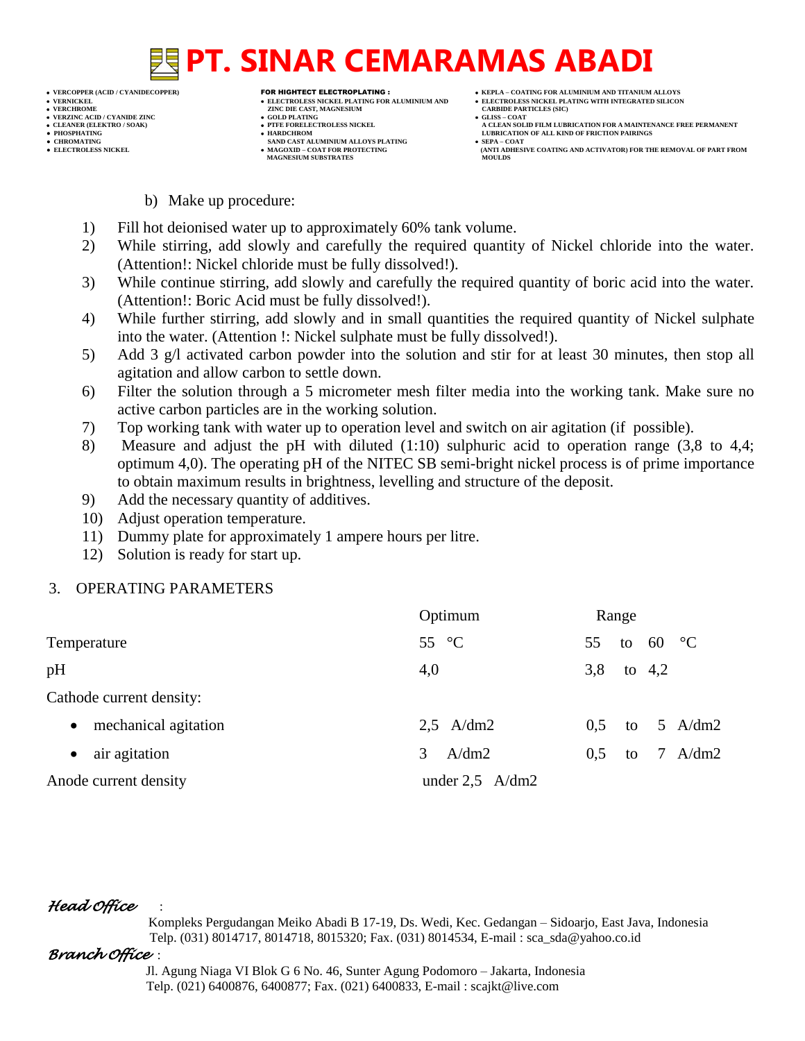b) Make up procedure:

1) Fill hot deionised water up to approximately 60% tank volume.
2) While stirring, add slowly and carefully the required quantity of Nickel chloride into the water. (Attention!: Nickel chloride must be fully dissolved!).
3) While continue stirring, add slowly and carefully the required quantity of boric acid into the water. (Attention!: Boric Acid must be fully dissolved!).
4) While further stirring, add slowly and in small quantities the required quantity of Nickel sulphate into the water. (Attention !: Nickel sulphate must be fully dissolved!).
5) Add 3 g/l activated carbon powder into the solution and stir for at least 30 minutes, then stop all agitation and allow carbon to settle down.
6) Filter the solution through a 5 micrometer mesh filter media into the working tank. Make sure no active carbon particles are in the working solution.
7) Top working tank with water up to operation level and switch on air agitation (if possible).
8) Measure and adjust the pH with diluted (1:10) sulphuric acid to operation range (3,8 to 4,4; optimum 4,0). The operating pH of the NITEC SB semi-bright nickel process is of prime importance to obtain maximum results in brightness, levelling and structure of the deposit.
9) Add the necessary quantity of additives.
10) Adjust operation temperature.
11) Dummy plate for approximately 1 ampere hours per litre.
12) Solution is ready for start up.

3. OPERATING PARAMETERS

| | Optimum | Range |
|---|---|---|
| Temperature | 55 °C | 55 to 60 °C |
| pH | 4,0 | 3,8 to 4,2 |
| Cathode current density: | | |
| • mechanical agitation | 2,5 A/dm2 | 0,5 to 5 A/dm2 |
| • air agitation | 3 A/dm2 | 0,5 to 7 A/dm2 |
| Anode current density | under 2,5 A/dm2 | |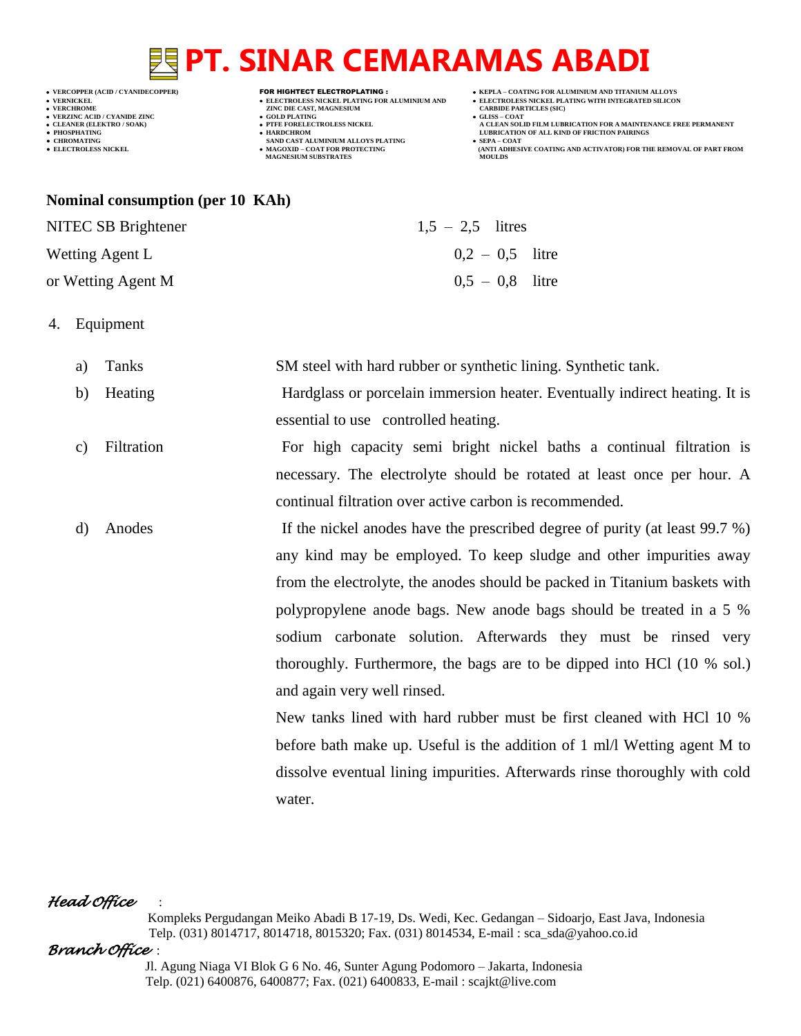**Nominal consumption (per 10 KAh)**

| | |
|---|---|
| NITEC SB Brightener | 1,5 – 2,5 litres |
| Wetting Agent L | 0,2 – 0,5 litre |
| or Wetting Agent M | 0,5 – 0,8 litre |

4. Equipment

   a) Tanks — SM steel with hard rubber or synthetic lining. Synthetic tank.

   b) Heating — Hardglass or porcelain immersion heater. Eventually indirect heating. It is essential to use controlled heating.

   c) Filtration — For high capacity semi bright nickel baths a continual filtration is necessary. The electrolyte should be rotated at least once per hour. A continual filtration over active carbon is recommended.

   d) Anodes — If the nickel anodes have the prescribed degree of purity (at least 99.7 %) any kind may be employed. To keep sludge and other impurities away from the electrolyte, the anodes should be packed in Titanium baskets with polypropylene anode bags. New anode bags should be treated in a 5 % sodium carbonate solution. Afterwards they must be rinsed very thoroughly. Furthermore, the bags are to be dipped into HCl (10 % sol.) and again very well rinsed.

   New tanks lined with hard rubber must be first cleaned with HCl 10 % before bath make up. Useful is the addition of 1 ml/l Wetting agent M to dissolve eventual lining impurities. Afterwards rinse thoroughly with cold water.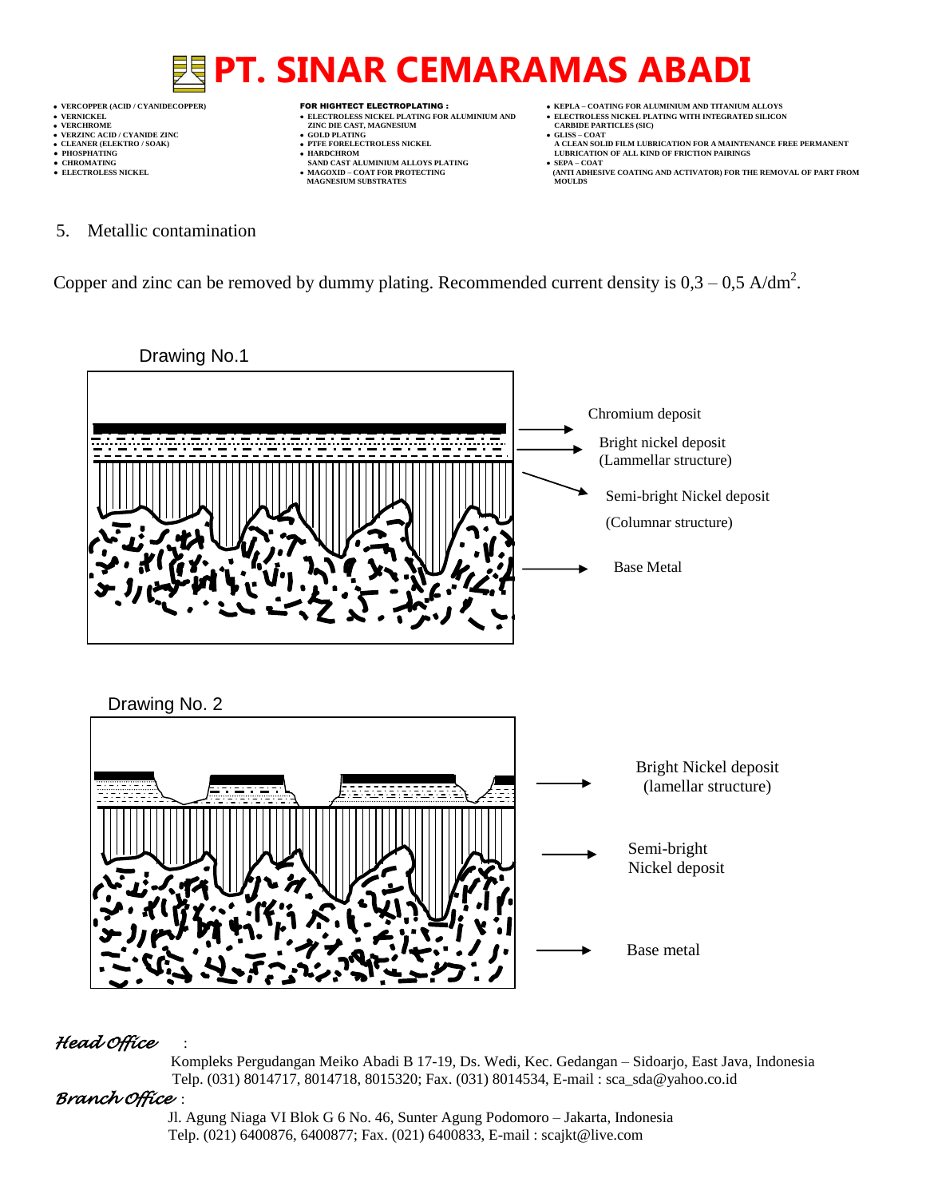5. Metallic contamination

Copper and zinc can be removed by dummy plating. Recommended current density is 0,3 – 0,5 A/dm$^2$.

Drawing No.1

Chromium deposit

Bright nickel deposit (Lammellar structure)

Semi-bright Nickel deposit (Columnar structure)

Base Metal

Drawing No. 2

Bright Nickel deposit (lamellar structure)

Semi-bright Nickel deposit

Base metal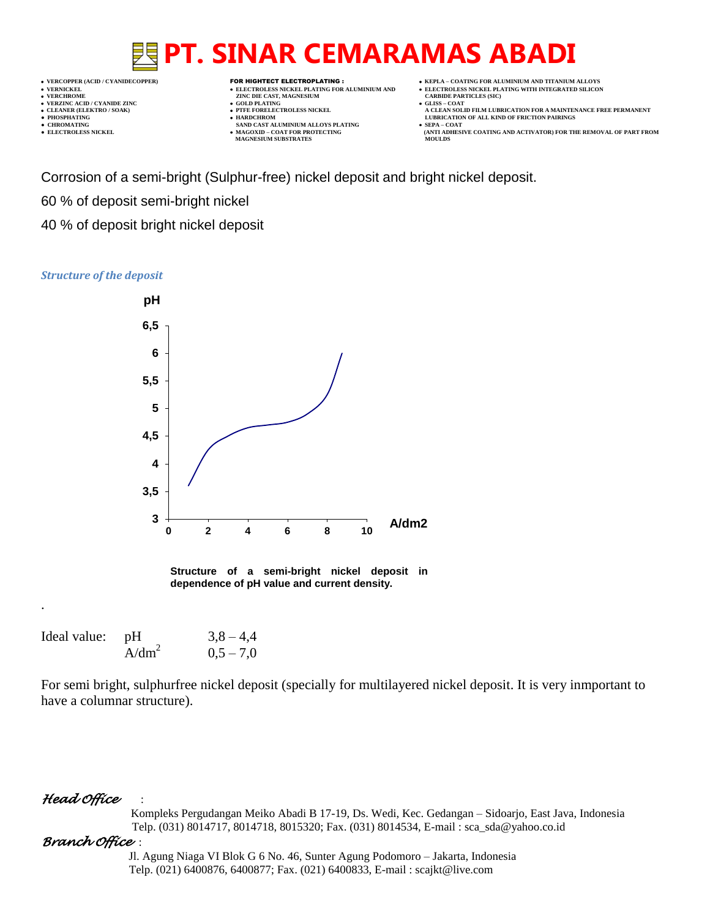Corrosion of a semi-bright (Sulphur-free) nickel deposit and bright nickel deposit.

60 % of deposit semi-bright nickel

40 % of deposit bright nickel deposit

*Structure of the deposit*

**Structure of a semi-bright nickel deposit in dependence of pH value and current density.**

.

| Ideal value: | pH | 3,8 – 4,4 |
|---|---|---|
| | $A/dm^2$ | 0,5 – 7,0 |

For semi bright, sulphurfree nickel deposit (specially for multilayered nickel deposit. It is very inmportant to have a columnar structure).

*Head Office* :

Kompleks Pergudangan Meiko Abadi B 17-19, Ds. Wedi, Kec. Gedangan – Sidoarjo, East Java, Indonesia
Telp. (031) 8014717, 8014718, 8015320; Fax. (031) 8014534, E-mail : sca_sda@yahoo.co.id

*Branch Office* :

Jl. Agung Niaga VI Blok G 6 No. 46, Sunter Agung Podomoro – Jakarta, Indonesia
Telp. (021) 6400876, 6400877; Fax. (021) 6400833, E-mail : scajkt@live.com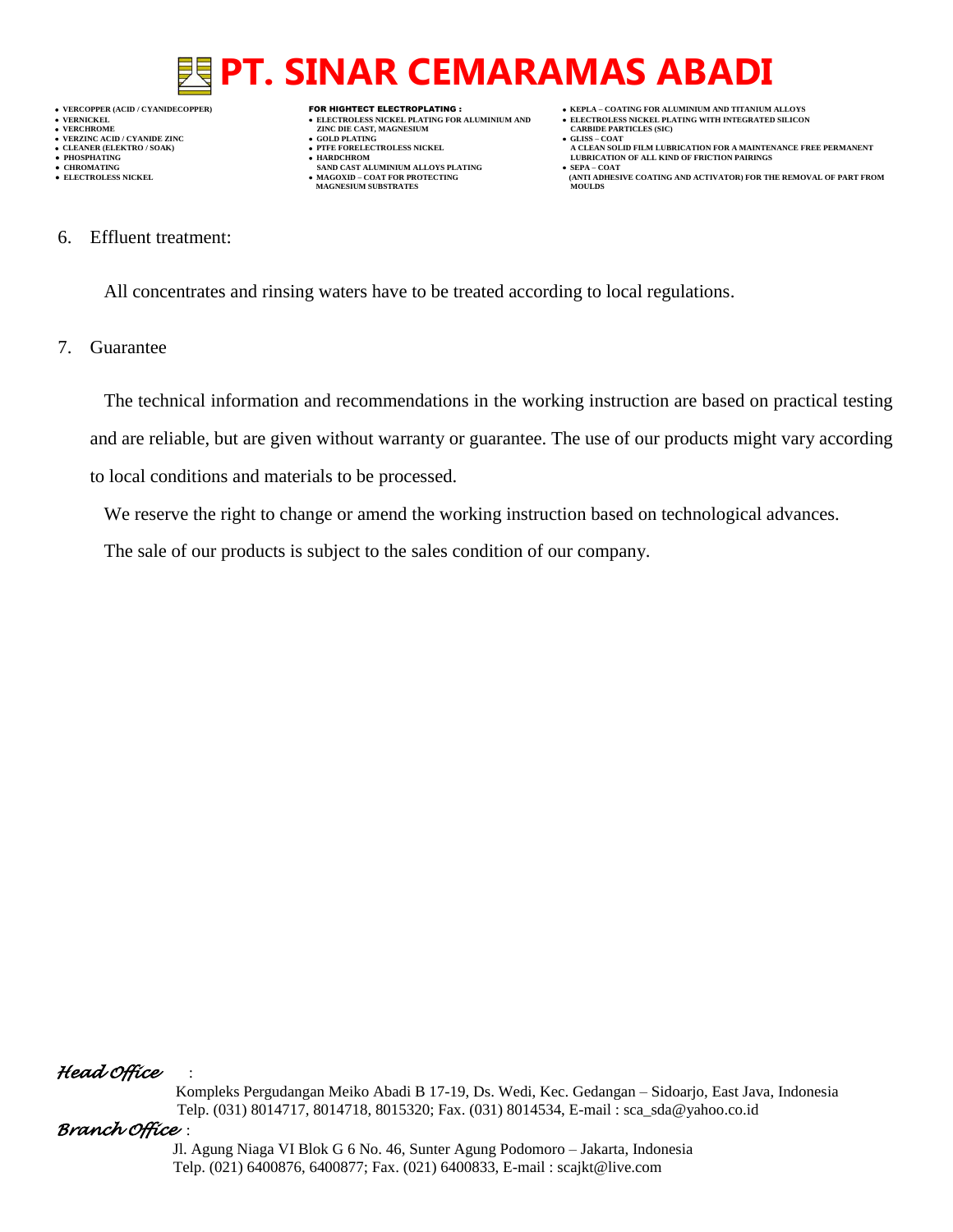6. Effluent treatment:

All concentrates and rinsing waters have to be treated according to local regulations.

7. Guarantee

The technical information and recommendations in the working instruction are based on practical testing and are reliable, but are given without warranty or guarantee. The use of our products might vary according to local conditions and materials to be processed.

We reserve the right to change or amend the working instruction based on technological advances.

The sale of our products is subject to the sales condition of our company.